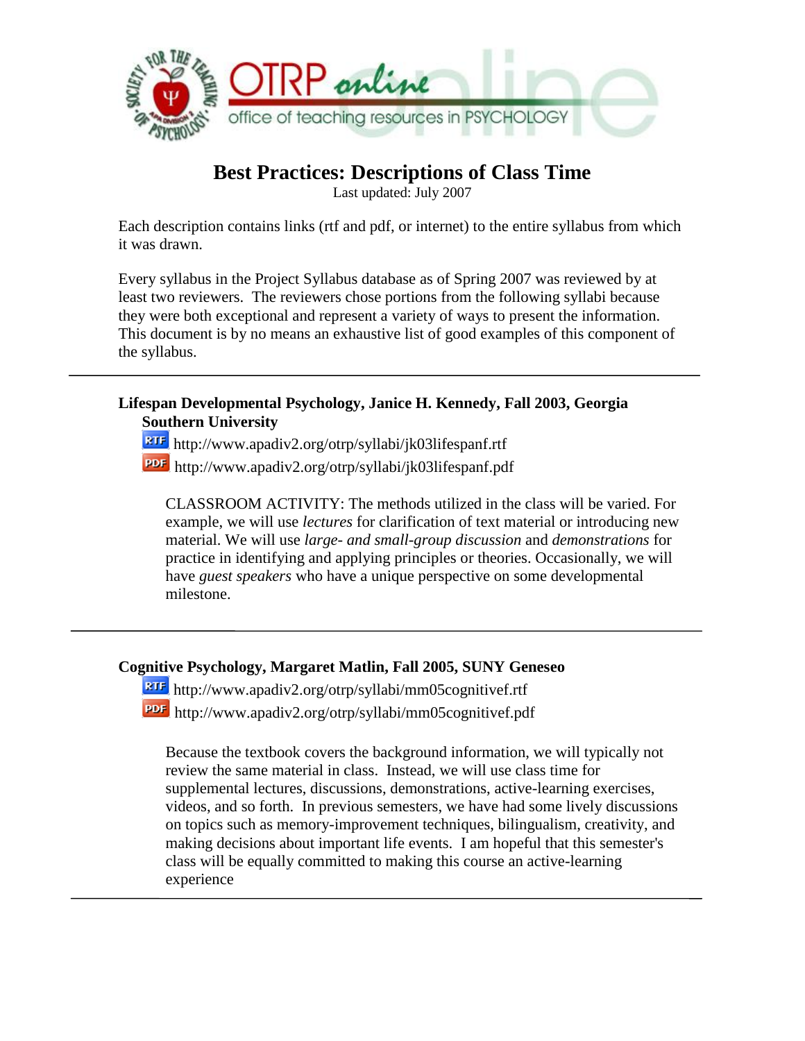# Best Practices: Descriptions of Class Time

Last updated: July 2007

Each description contains links (rtf and pdf, or internet) to the entire syllabus from which it was drawn.

Every syllabus in the Project Syllabus database as of Spring 2007 was reviewed by at least two reviewers. The reviewers chose portions from the following syllabi because they were both exceptional and represent a variety of ways to present the information. This document is by no means an exhaustive list of good examples of this component of the syllabus.

---

**Lifespan Developmental Psychology, Janice H. Kennedy, Fall 2003, Georgia Southern University**

RTF http://www.apadiv2.org/otrp/syllabi/jk03lifespanf.rtf

PDF http://www.apadiv2.org/otrp/syllabi/jk03lifespanf.pdf

> CLASSROOM ACTIVITY: The methods utilized in the class will be varied. For example, we will use *lectures* for clarification of text material or introducing new material. We will use *large- and small-group discussion* and *demonstrations* for practice in identifying and applying principles or theories. Occasionally, we will have *guest speakers* who have a unique perspective on some developmental milestone.

---

**Cognitive Psychology, Margaret Matlin, Fall 2005, SUNY Geneseo**

RTF http://www.apadiv2.org/otrp/syllabi/mm05cognitivef.rtf

PDF http://www.apadiv2.org/otrp/syllabi/mm05cognitivef.pdf

> Because the textbook covers the background information, we will typically not review the same material in class. Instead, we will use class time for supplemental lectures, discussions, demonstrations, active-learning exercises, videos, and so forth. In previous semesters, we have had some lively discussions on topics such as memory-improvement techniques, bilingualism, creativity, and making decisions about important life events. I am hopeful that this semester's class will be equally committed to making this course an active-learning experience

---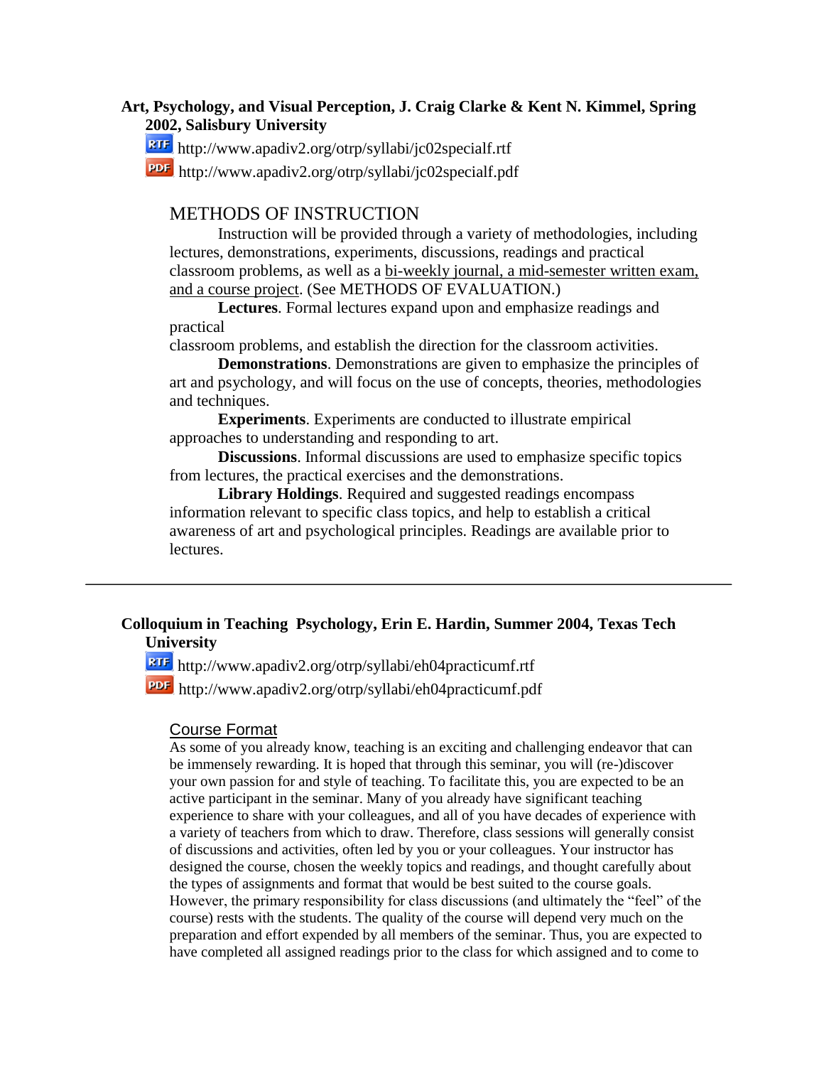**Art, Psychology, and Visual Perception, J. Craig Clarke & Kent N. Kimmel, Spring 2002, Salisbury University**

RTF http://www.apadiv2.org/otrp/syllabi/jc02specialf.rtf

PDF http://www.apadiv2.org/otrp/syllabi/jc02specialf.pdf

## METHODS OF INSTRUCTION

Instruction will be provided through a variety of methodologies, including lectures, demonstrations, experiments, discussions, readings and practical classroom problems, as well as a bi-weekly journal, a mid-semester written exam, and a course project. (See METHODS OF EVALUATION.)

**Lectures**. Formal lectures expand upon and emphasize readings and practical classroom problems, and establish the direction for the classroom activities.

**Demonstrations**. Demonstrations are given to emphasize the principles of art and psychology, and will focus on the use of concepts, theories, methodologies and techniques.

**Experiments**. Experiments are conducted to illustrate empirical approaches to understanding and responding to art.

**Discussions**. Informal discussions are used to emphasize specific topics from lectures, the practical exercises and the demonstrations.

**Library Holdings**. Required and suggested readings encompass information relevant to specific class topics, and help to establish a critical awareness of art and psychological principles. Readings are available prior to lectures.

---

**Colloquium in Teaching Psychology, Erin E. Hardin, Summer 2004, Texas Tech University**

RTF http://www.apadiv2.org/otrp/syllabi/eh04practicumf.rtf

PDF http://www.apadiv2.org/otrp/syllabi/eh04practicumf.pdf

## Course Format

As some of you already know, teaching is an exciting and challenging endeavor that can be immensely rewarding. It is hoped that through this seminar, you will (re-)discover your own passion for and style of teaching. To facilitate this, you are expected to be an active participant in the seminar. Many of you already have significant teaching experience to share with your colleagues, and all of you have decades of experience with a variety of teachers from which to draw. Therefore, class sessions will generally consist of discussions and activities, often led by you or your colleagues. Your instructor has designed the course, chosen the weekly topics and readings, and thought carefully about the types of assignments and format that would be best suited to the course goals. However, the primary responsibility for class discussions (and ultimately the "feel" of the course) rests with the students. The quality of the course will depend very much on the preparation and effort expended by all members of the seminar. Thus, you are expected to have completed all assigned readings prior to the class for which assigned and to come to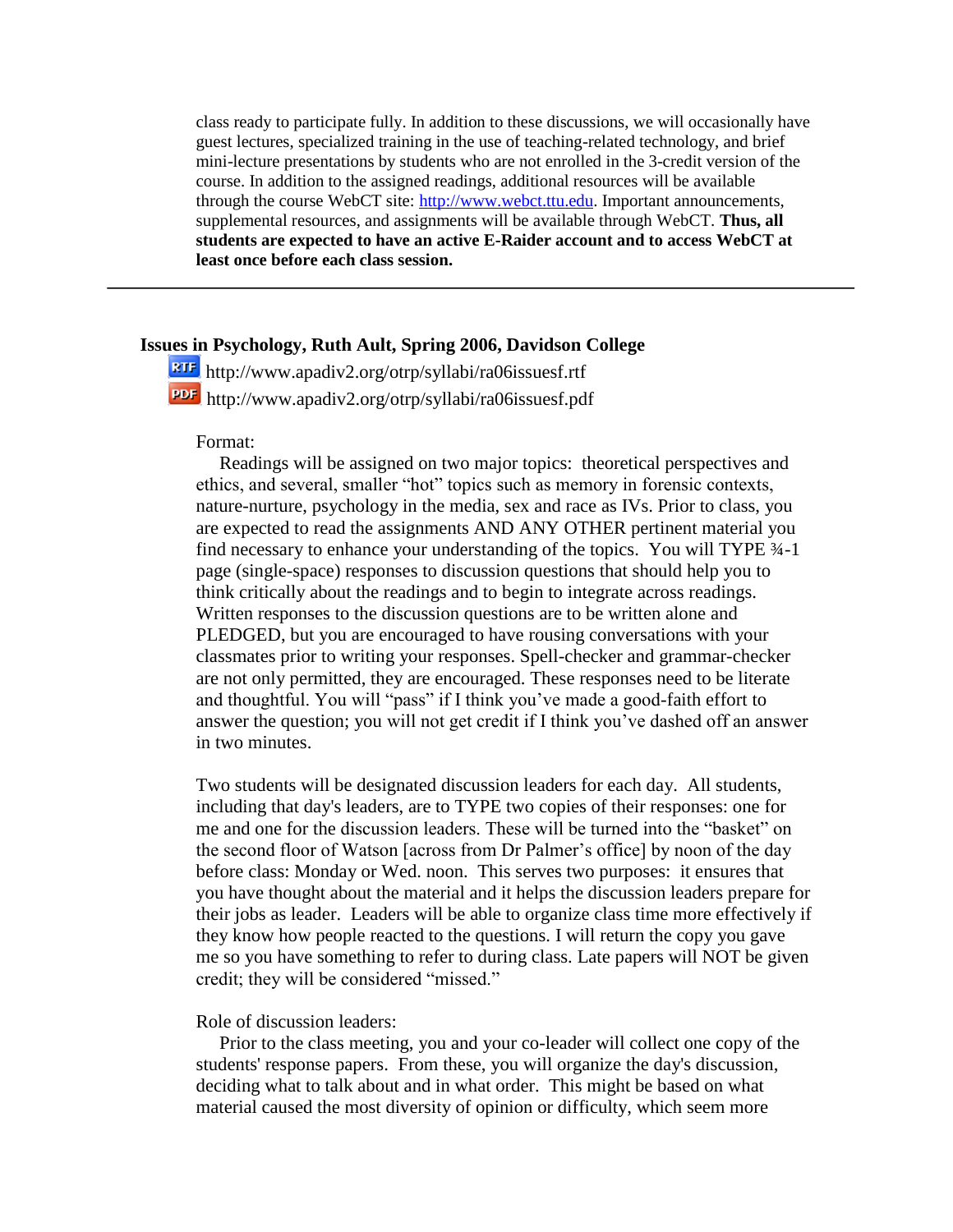class ready to participate fully. In addition to these discussions, we will occasionally have guest lectures, specialized training in the use of teaching-related technology, and brief mini-lecture presentations by students who are not enrolled in the 3-credit version of the course. In addition to the assigned readings, additional resources will be available through the course WebCT site: http://www.webct.ttu.edu. Important announcements, supplemental resources, and assignments will be available through WebCT. **Thus, all students are expected to have an active E-Raider account and to access WebCT at least once before each class session.**

---

### Issues in Psychology, Ruth Ault, Spring 2006, Davidson College

http://www.apadiv2.org/otrp/syllabi/ra06issuesf.rtf

http://www.apadiv2.org/otrp/syllabi/ra06issuesf.pdf

Format:

Readings will be assigned on two major topics: theoretical perspectives and ethics, and several, smaller "hot" topics such as memory in forensic contexts, nature-nurture, psychology in the media, sex and race as IVs. Prior to class, you are expected to read the assignments AND ANY OTHER pertinent material you find necessary to enhance your understanding of the topics. You will TYPE ¾-1 page (single-space) responses to discussion questions that should help you to think critically about the readings and to begin to integrate across readings. Written responses to the discussion questions are to be written alone and PLEDGED, but you are encouraged to have rousing conversations with your classmates prior to writing your responses. Spell-checker and grammar-checker are not only permitted, they are encouraged. These responses need to be literate and thoughtful. You will "pass" if I think you've made a good-faith effort to answer the question; you will not get credit if I think you've dashed off an answer in two minutes.

Two students will be designated discussion leaders for each day. All students, including that day's leaders, are to TYPE two copies of their responses: one for me and one for the discussion leaders. These will be turned into the "basket" on the second floor of Watson [across from Dr Palmer's office] by noon of the day before class: Monday or Wed. noon. This serves two purposes: it ensures that you have thought about the material and it helps the discussion leaders prepare for their jobs as leader. Leaders will be able to organize class time more effectively if they know how people reacted to the questions. I will return the copy you gave me so you have something to refer to during class. Late papers will NOT be given credit; they will be considered "missed."

Role of discussion leaders:

Prior to the class meeting, you and your co-leader will collect one copy of the students' response papers. From these, you will organize the day's discussion, deciding what to talk about and in what order. This might be based on what material caused the most diversity of opinion or difficulty, which seem more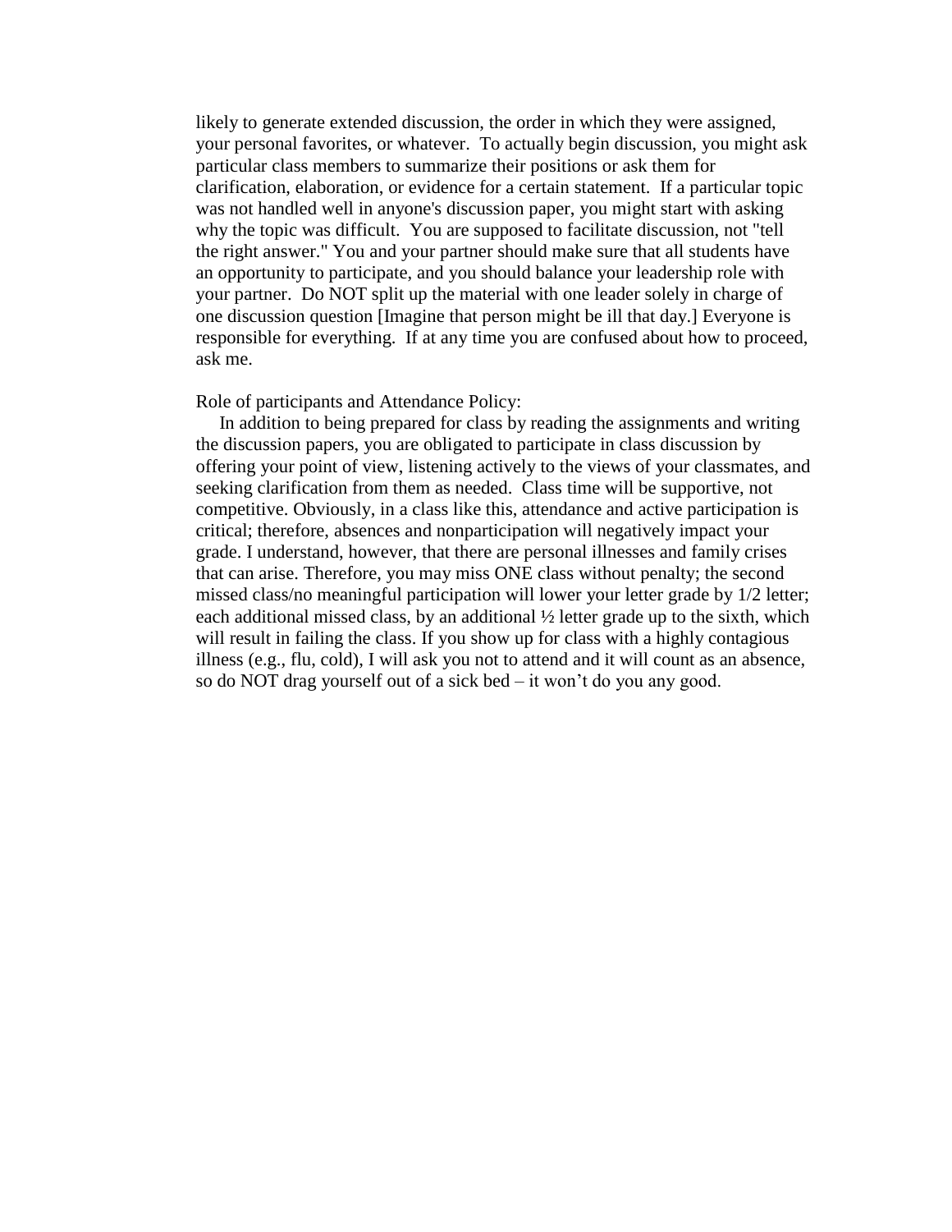likely to generate extended discussion, the order in which they were assigned, your personal favorites, or whatever. To actually begin discussion, you might ask particular class members to summarize their positions or ask them for clarification, elaboration, or evidence for a certain statement. If a particular topic was not handled well in anyone's discussion paper, you might start with asking why the topic was difficult. You are supposed to facilitate discussion, not "tell the right answer." You and your partner should make sure that all students have an opportunity to participate, and you should balance your leadership role with your partner. Do NOT split up the material with one leader solely in charge of one discussion question [Imagine that person might be ill that day.] Everyone is responsible for everything. If at any time you are confused about how to proceed, ask me.

Role of participants and Attendance Policy:

In addition to being prepared for class by reading the assignments and writing the discussion papers, you are obligated to participate in class discussion by offering your point of view, listening actively to the views of your classmates, and seeking clarification from them as needed. Class time will be supportive, not competitive. Obviously, in a class like this, attendance and active participation is critical; therefore, absences and nonparticipation will negatively impact your grade. I understand, however, that there are personal illnesses and family crises that can arise. Therefore, you may miss ONE class without penalty; the second missed class/no meaningful participation will lower your letter grade by 1/2 letter; each additional missed class, by an additional ½ letter grade up to the sixth, which will result in failing the class. If you show up for class with a highly contagious illness (e.g., flu, cold), I will ask you not to attend and it will count as an absence, so do NOT drag yourself out of a sick bed – it won't do you any good.